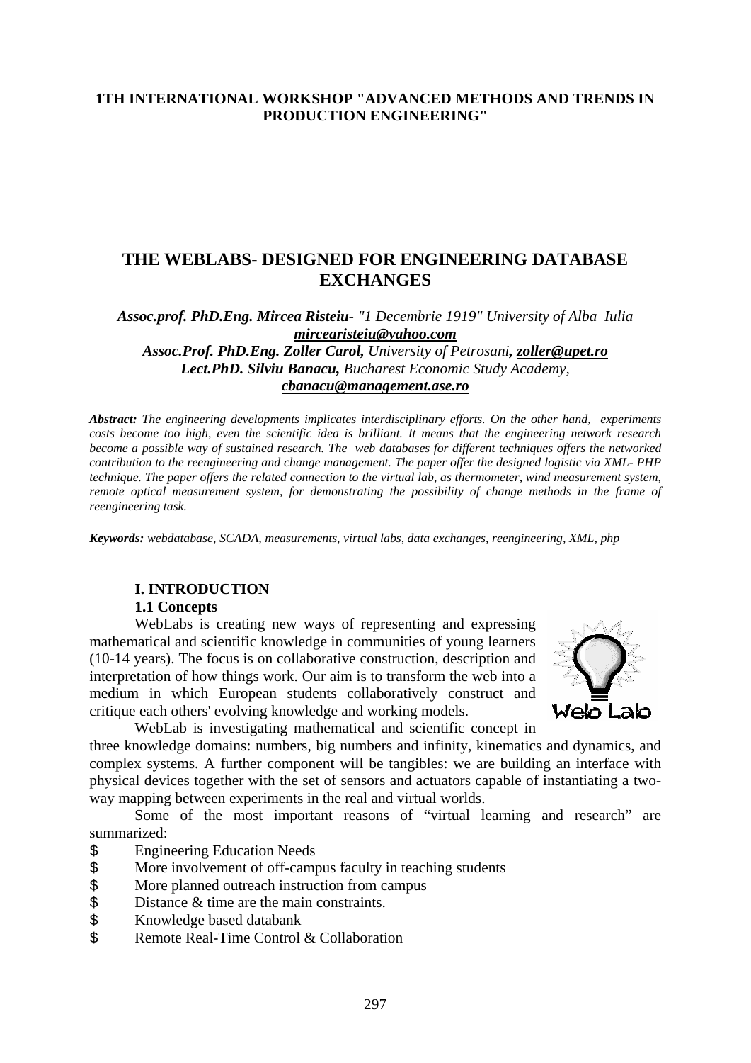**1TH INTERNATIONAL WORKSHOP "ADVANCED METHODS AND TRENDS IN PRODUCTION ENGINEERING"**

# THE WEBLABS- DESIGNED FOR ENGINEERING DATABASE EXCHANGES

***Assoc.prof. PhD.Eng. Mircea Risteiu-*** *"1 Decembrie 1919" University of Alba Iulia* ***mircearisteiu@yahoo.com***

***Assoc.Prof. PhD.Eng. Zoller Carol,*** *University of Petrosani,* ***zoller@upet.ro***

***Lect.PhD. Silviu Banacu,*** *Bucharest Economic Study Academy,* ***cbanacu@management.ase.ro***

***Abstract:*** *The engineering developments implicates interdisciplinary efforts. On the other hand, experiments costs become too high, even the scientific idea is brilliant. It means that the engineering network research become a possible way of sustained research. The web databases for different techniques offers the networked contribution to the reengineering and change management. The paper offer the designed logistic via XML- PHP technique. The paper offers the related connection to the virtual lab, as thermometer, wind measurement system, remote optical measurement system, for demonstrating the possibility of change methods in the frame of reengineering task.*

***Keywords:*** *webdatabase, SCADA, measurements, virtual labs, data exchanges, reengineering, XML, php*

## I. INTRODUCTION

### 1.1 Concepts

WebLabs is creating new ways of representing and expressing mathematical and scientific knowledge in communities of young learners (10-14 years). The focus is on collaborative construction, description and interpretation of how things work. Our aim is to transform the web into a medium in which European students collaboratively construct and critique each others' evolving knowledge and working models.

WebLab is investigating mathematical and scientific concept in three knowledge domains: numbers, big numbers and infinity, kinematics and dynamics, and complex systems. A further component will be tangibles: we are building an interface with physical devices together with the set of sensors and actuators capable of instantiating a two-way mapping between experiments in the real and virtual worlds.

Some of the most important reasons of "virtual learning and research" are summarized:

- Engineering Education Needs
- More involvement of off-campus faculty in teaching students
- More planned outreach instruction from campus
- Distance & time are the main constraints.
- Knowledge based databank
- Remote Real-Time Control & Collaboration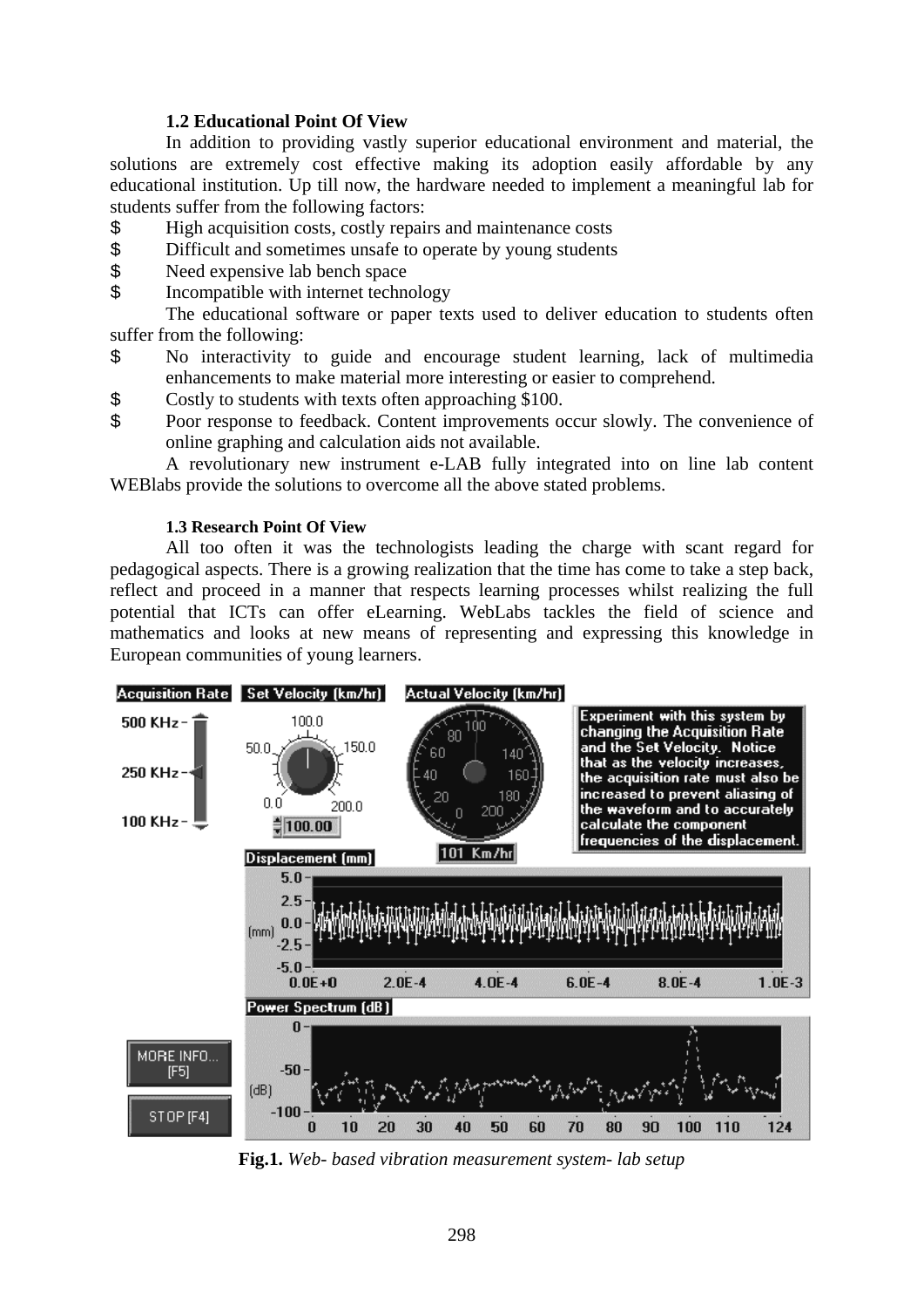### 1.2 Educational Point Of View

In addition to providing vastly superior educational environment and material, the solutions are extremely cost effective making its adoption easily affordable by any educational institution. Up till now, the hardware needed to implement a meaningful lab for students suffer from the following factors:

- High acquisition costs, costly repairs and maintenance costs
- Difficult and sometimes unsafe to operate by young students
- Need expensive lab bench space
- Incompatible with internet technology

The educational software or paper texts used to deliver education to students often suffer from the following:

- No interactivity to guide and encourage student learning, lack of multimedia enhancements to make material more interesting or easier to comprehend.
- Costly to students with texts often approaching $100.
- Poor response to feedback. Content improvements occur slowly. The convenience of online graphing and calculation aids not available.

A revolutionary new instrument e-LAB fully integrated into on line lab content WEBlabs provide the solutions to overcome all the above stated problems.

### 1.3 Research Point Of View

All too often it was the technologists leading the charge with scant regard for pedagogical aspects. There is a growing realization that the time has come to take a step back, reflect and proceed in a manner that respects learning processes whilst realizing the full potential that ICTs can offer eLearning. WebLabs tackles the field of science and mathematics and looks at new means of representing and expressing this knowledge in European communities of young learners.

**Fig.1.** *Web- based vibration measurement system- lab setup*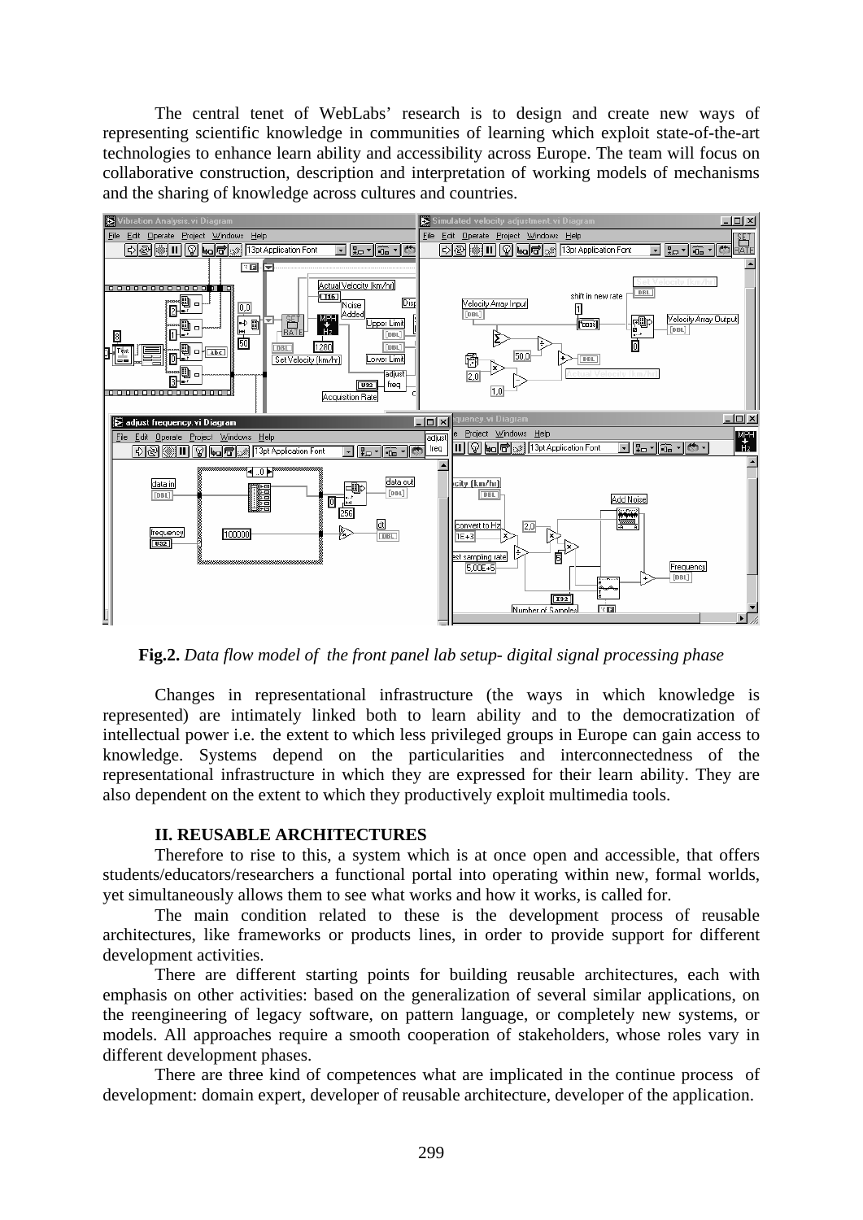The central tenet of WebLabs' research is to design and create new ways of representing scientific knowledge in communities of learning which exploit state-of-the-art technologies to enhance learn ability and accessibility across Europe. The team will focus on collaborative construction, description and interpretation of working models of mechanisms and the sharing of knowledge across cultures and countries.

**Fig.2.** *Data flow model of the front panel lab setup- digital signal processing phase*

Changes in representational infrastructure (the ways in which knowledge is represented) are intimately linked both to learn ability and to the democratization of intellectual power i.e. the extent to which less privileged groups in Europe can gain access to knowledge. Systems depend on the particularities and interconnectedness of the representational infrastructure in which they are expressed for their learn ability. They are also dependent on the extent to which they productively exploit multimedia tools.

## II. REUSABLE ARCHITECTURES

Therefore to rise to this, a system which is at once open and accessible, that offers students/educators/researchers a functional portal into operating within new, formal worlds, yet simultaneously allows them to see what works and how it works, is called for.

The main condition related to these is the development process of reusable architectures, like frameworks or products lines, in order to provide support for different development activities.

There are different starting points for building reusable architectures, each with emphasis on other activities: based on the generalization of several similar applications, on the reengineering of legacy software, on pattern language, or completely new systems, or models. All approaches require a smooth cooperation of stakeholders, whose roles vary in different development phases.

There are three kind of competences what are implicated in the continue process of development: domain expert, developer of reusable architecture, developer of the application.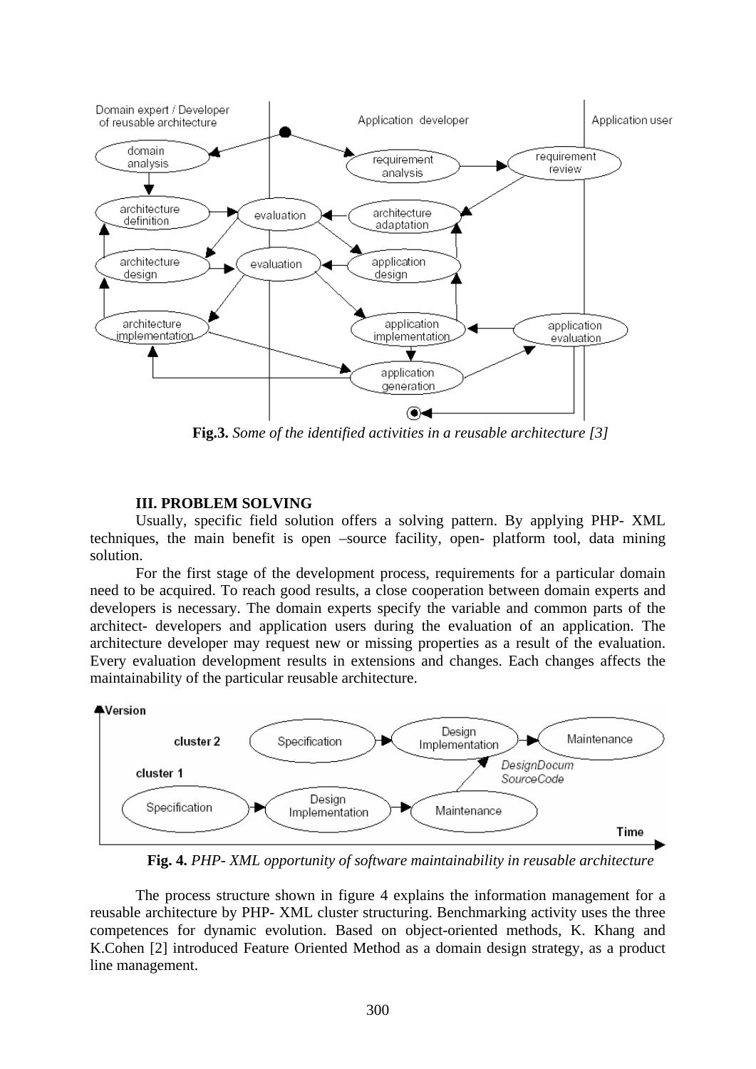**Fig.3.** *Some of the identified activities in a reusable architecture [3]*

### III. PROBLEM SOLVING

Usually, specific field solution offers a solving pattern. By applying PHP- XML techniques, the main benefit is open –source facility, open- platform tool, data mining solution.

For the first stage of the development process, requirements for a particular domain need to be acquired. To reach good results, a close cooperation between domain experts and developers is necessary. The domain experts specify the variable and common parts of the architect- developers and application users during the evaluation of an application. The architecture developer may request new or missing properties as a result of the evaluation. Every evaluation development results in extensions and changes. Each changes affects the maintainability of the particular reusable architecture.

**Fig. 4.** *PHP- XML opportunity of software maintainability in reusable architecture*

The process structure shown in figure 4 explains the information management for a reusable architecture by PHP- XML cluster structuring. Benchmarking activity uses the three competences for dynamic evolution. Based on object-oriented methods, K. Khang and K.Cohen [2] introduced Feature Oriented Method as a domain design strategy, as a product line management.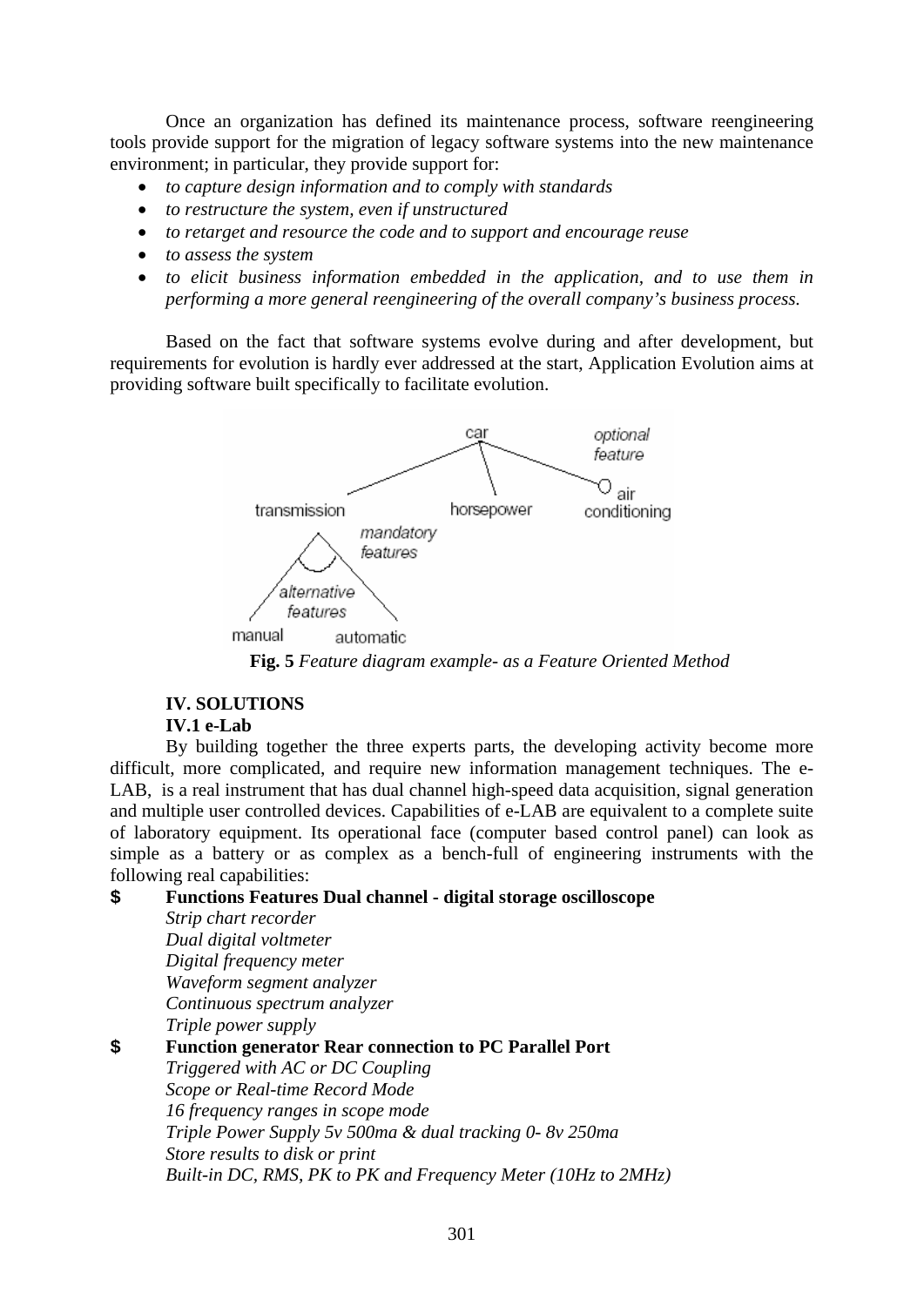Once an organization has defined its maintenance process, software reengineering tools provide support for the migration of legacy software systems into the new maintenance environment; in particular, they provide support for:

- *to capture design information and to comply with standards*
- *to restructure the system, even if unstructured*
- *to retarget and resource the code and to support and encourage reuse*
- *to assess the system*
- *to elicit business information embedded in the application, and to use them in performing a more general reengineering of the overall company's business process.*

Based on the fact that software systems evolve during and after development, but requirements for evolution is hardly ever addressed at the start, Application Evolution aims at providing software built specifically to facilitate evolution.

**Fig. 5** *Feature diagram example- as a Feature Oriented Method*

## IV. SOLUTIONS

### IV.1 e-Lab

By building together the three experts parts, the developing activity become more difficult, more complicated, and require new information management techniques. The e-LAB, is a real instrument that has dual channel high-speed data acquisition, signal generation and multiple user controlled devices. Capabilities of e-LAB are equivalent to a complete suite of laboratory equipment. Its operational face (computer based control panel) can look as simple as a battery or as complex as a bench-full of engineering instruments with the following real capabilities:

- **Functions Features Dual channel - digital storage oscilloscope**
  *Strip chart recorder*
  *Dual digital voltmeter*
  *Digital frequency meter*
  *Waveform segment analyzer*
  *Continuous spectrum analyzer*
  *Triple power supply*
- **Function generator Rear connection to PC Parallel Port**
  *Triggered with AC or DC Coupling*
  *Scope or Real-time Record Mode*
  *16 frequency ranges in scope mode*
  *Triple Power Supply 5v 500ma & dual tracking 0- 8v 250ma*
  *Store results to disk or print*
  *Built-in DC, RMS, PK to PK and Frequency Meter (10Hz to 2MHz)*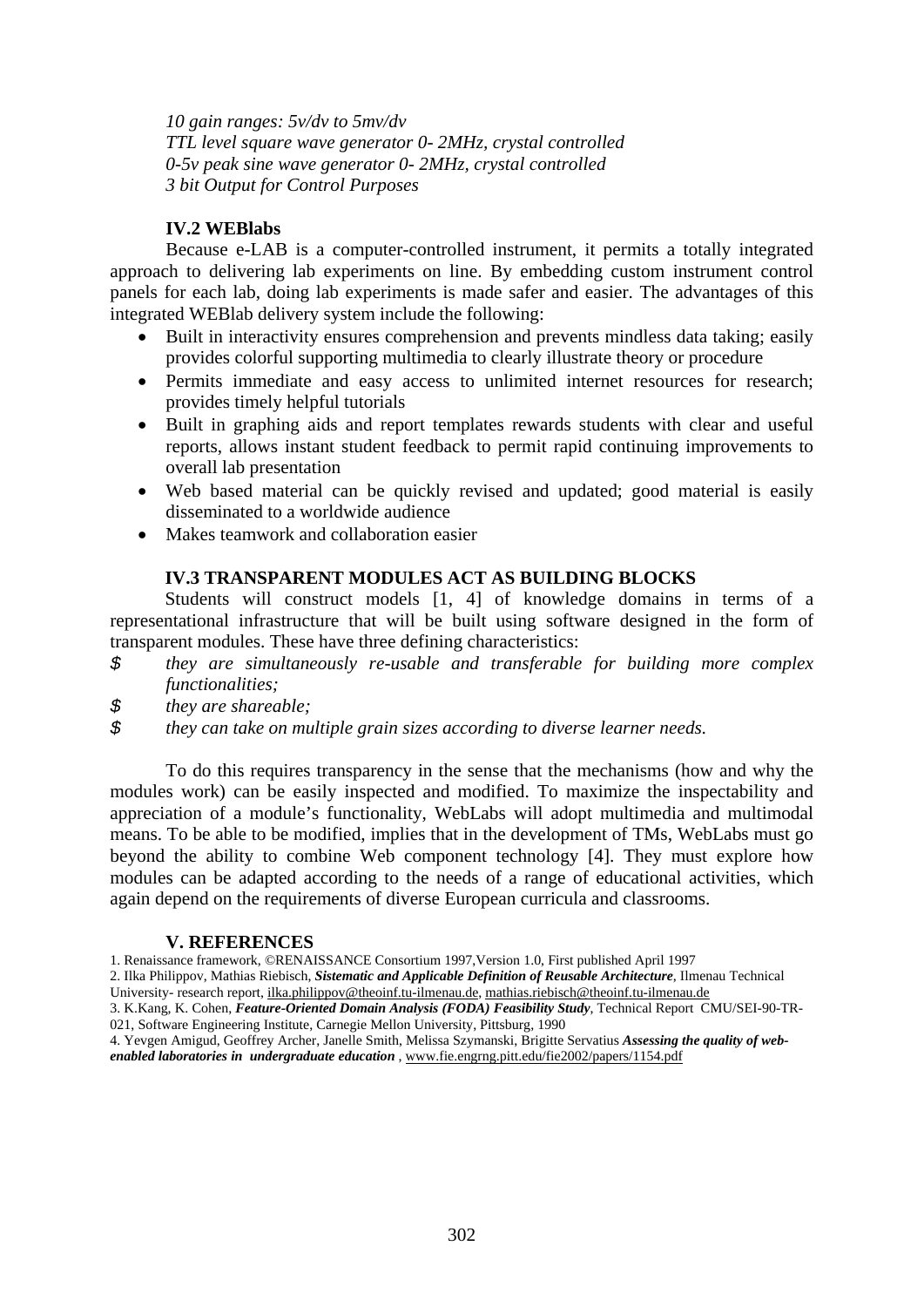*10 gain ranges: 5v/dv to 5mv/dv*
*TTL level square wave generator 0- 2MHz, crystal controlled*
*0-5v peak sine wave generator 0- 2MHz, crystal controlled*
*3 bit Output for Control Purposes*

### IV.2 WEBlabs

Because e-LAB is a computer-controlled instrument, it permits a totally integrated approach to delivering lab experiments on line. By embedding custom instrument control panels for each lab, doing lab experiments is made safer and easier. The advantages of this integrated WEBlab delivery system include the following:

- Built in interactivity ensures comprehension and prevents mindless data taking; easily provides colorful supporting multimedia to clearly illustrate theory or procedure
- Permits immediate and easy access to unlimited internet resources for research; provides timely helpful tutorials
- Built in graphing aids and report templates rewards students with clear and useful reports, allows instant student feedback to permit rapid continuing improvements to overall lab presentation
- Web based material can be quickly revised and updated; good material is easily disseminated to a worldwide audience
- Makes teamwork and collaboration easier

### IV.3 TRANSPARENT MODULES ACT AS BUILDING BLOCKS

Students will construct models [1, 4] of knowledge domains in terms of a representational infrastructure that will be built using software designed in the form of transparent modules. These have three defining characteristics:

- *they are simultaneously re-usable and transferable for building more complex functionalities;*
- *they are shareable;*
- *they can take on multiple grain sizes according to diverse learner needs.*

To do this requires transparency in the sense that the mechanisms (how and why the modules work) can be easily inspected and modified. To maximize the inspectability and appreciation of a module's functionality, WebLabs will adopt multimedia and multimodal means. To be able to be modified, implies that in the development of TMs, WebLabs must go beyond the ability to combine Web component technology [4]. They must explore how modules can be adapted according to the needs of a range of educational activities, which again depend on the requirements of diverse European curricula and classrooms.

## V. REFERENCES

1. Renaissance framework, ©RENAISSANCE Consortium 1997,Version 1.0, First published April 1997
2. Ilka Philippov, Mathias Riebisch, ***Sistematic and Applicable Definition of Reusable Architecture***, Ilmenau Technical University- research report, ilka.philippov@theoinf.tu-ilmenau.de, mathias.riebisch@theoinf.tu-ilmenau.de
3. K.Kang, K. Cohen, ***Feature-Oriented Domain Analysis (FODA) Feasibility Study***, Technical Report CMU/SEI-90-TR-021, Software Engineering Institute, Carnegie Mellon University, Pittsburg, 1990
4. Yevgen Amigud, Geoffrey Archer, Janelle Smith, Melissa Szymanski, Brigitte Servatius ***Assessing the quality of web-enabled laboratories in undergraduate education*** , www.fie.engrng.pitt.edu/fie2002/papers/1154.pdf